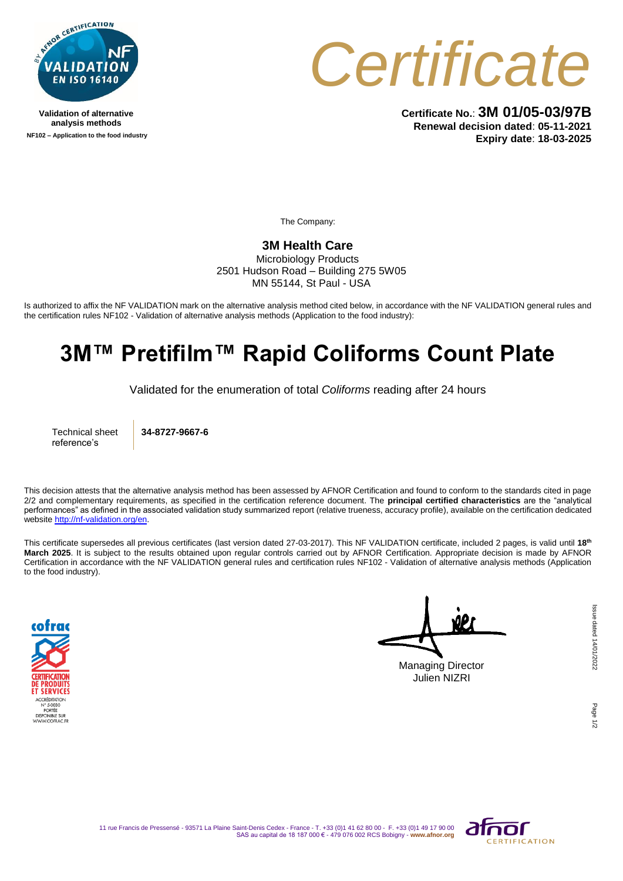Validation of alternative analysis methods

NF102 – Application to the food industry

# Certificate

**Certificate No.**: **3M 01/05-03/97B**
**Renewal decision dated**: **05-11-2021**
**Expiry date**: **18-03-2025**

The Company:

**3M Health Care**
Microbiology Products
2501 Hudson Road – Building 275 5W05
MN 55144, St Paul - USA

Is authorized to affix the NF VALIDATION mark on the alternative analysis method cited below, in accordance with the NF VALIDATION general rules and the certification rules NF102 - Validation of alternative analysis methods (Application to the food industry):

# 3M™ Pretifilm™ Rapid Coliforms Count Plate

Validated for the enumeration of total *Coliforms* reading after 24 hours

| Technical sheet reference's | **34-8727-9667-6** |
|---|---|

This decision attests that the alternative analysis method has been assessed by AFNOR Certification and found to conform to the standards cited in page 2/2 and complementary requirements, as specified in the certification reference document. The **principal certified characteristics** are the "analytical performances" as defined in the associated validation study summarized report (relative trueness, accuracy profile), available on the certification dedicated website http://nf-validation.org/en.

This certificate supersedes all previous certificates (last version dated 27-03-2017). This NF VALIDATION certificate, included 2 pages, is valid until **18th March 2025**. It is subject to the results obtained upon regular controls carried out by AFNOR Certification. Appropriate decision is made by AFNOR Certification in accordance with the NF VALIDATION general rules and certification rules NF102 - Validation of alternative analysis methods (Application to the food industry).

Managing Director
Julien NIZRI

Issue dated 14/01/2022

11 rue Francis de Pressensé - 93571 La Plaine Saint-Denis Cedex - France - T. +33 (0)1 41 62 80 00 - F. +33 (0)1 49 17 90 00
SAS au capital de 18 187 000 € - 479 076 002 RCS Bobigny - **www.afnor.org**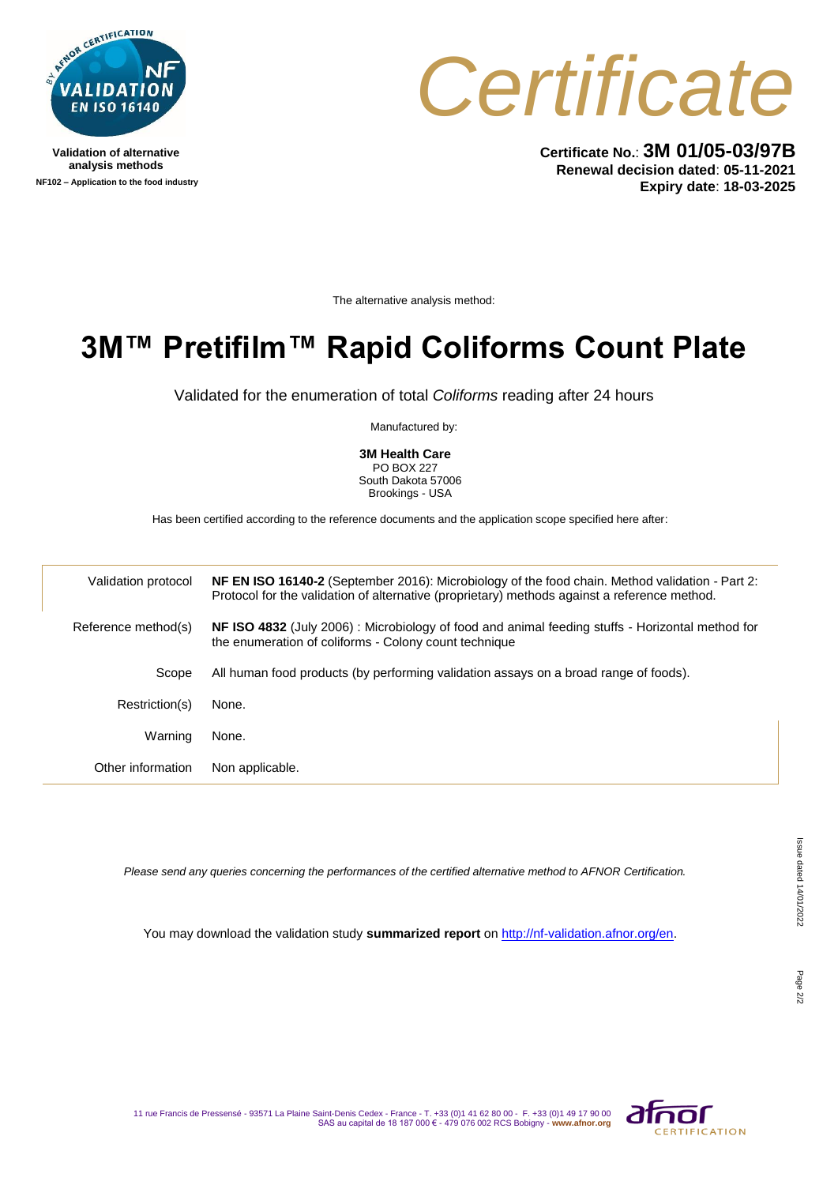Validation of alternative analysis methods

NF102 – Application to the food industry

# Certificate

**Certificate No.**: **3M 01/05-03/97B**
**Renewal decision dated**: **05-11-2021**
**Expiry date**: **18-03-2025**

The alternative analysis method:

# 3M™ Petrifilm™ Rapid Coliforms Count Plate

Validated for the enumeration of total *Coliforms* reading after 24 hours

Manufactured by:

**3M Health Care**
PO BOX 227
South Dakota 57006
Brookings - USA

Has been certified according to the reference documents and the application scope specified here after:

| | |
|---|---|
| Validation protocol | **NF EN ISO 16140-2** (September 2016): Microbiology of the food chain. Method validation - Part 2: Protocol for the validation of alternative (proprietary) methods against a reference method. |
| Reference method(s) | **NF ISO 4832** (July 2006) : Microbiology of food and animal feeding stuffs - Horizontal method for the enumeration of coliforms - Colony count technique |
| Scope | All human food products (by performing validation assays on a broad range of foods). |
| Restriction(s) | None. |
| Warning | None. |
| Other information | Non applicable. |

*Please send any queries concerning the performances of the certified alternative method to AFNOR Certification.*

You may download the validation study **summarized report** on http://nf-validation.afnor.org/en.

Issue dated 14/01/2022

11 rue Francis de Pressensé - 93571 La Plaine Saint-Denis Cedex - France - T. +33 (0)1 41 62 80 00 - F. +33 (0)1 49 17 90 00
SAS au capital de 18 187 000 € - 479 076 002 RCS Bobigny - **www.afnor.org**